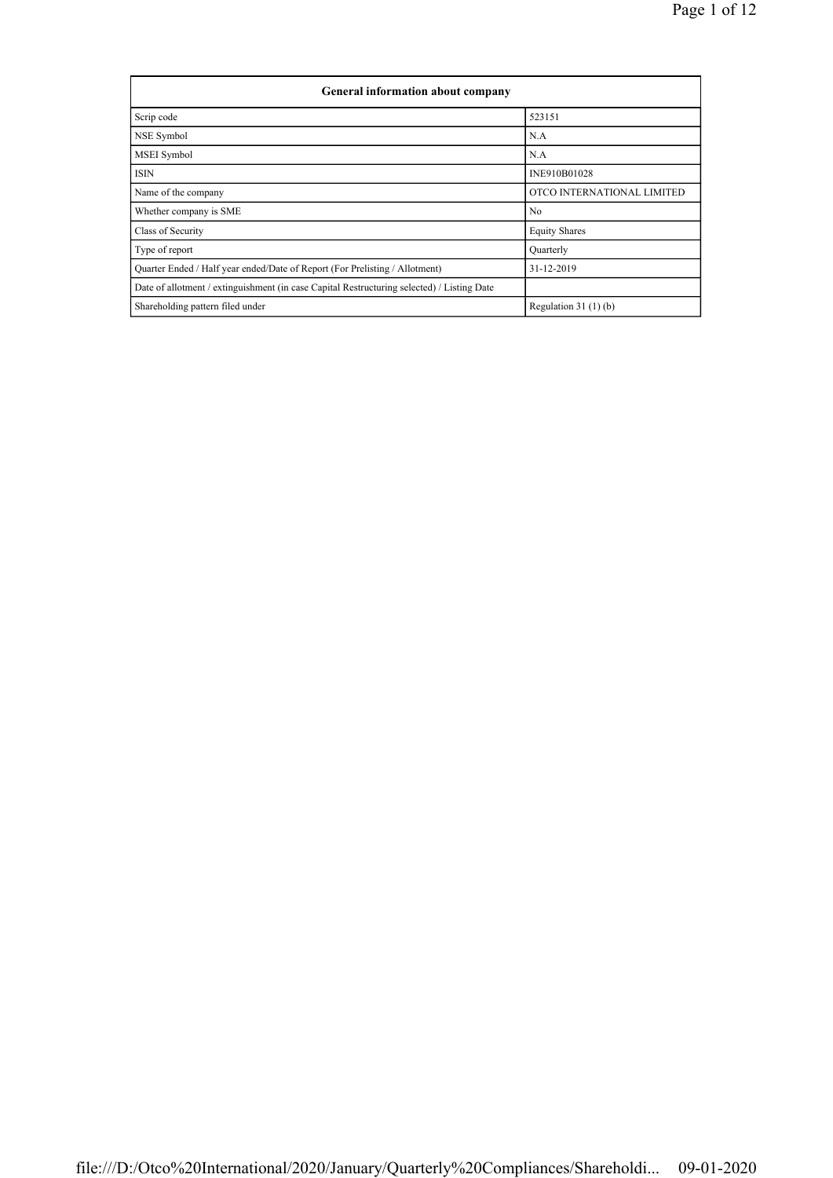| General information about company | |
|---|---|
| Scrip code | 523151 |
| NSE Symbol | N.A |
| MSEI Symbol | N.A |
| ISIN | INE910B01028 |
| Name of the company | OTCO INTERNATIONAL LIMITED |
| Whether company is SME | No |
| Class of Security | Equity Shares |
| Type of report | Quarterly |
| Quarter Ended / Half year ended/Date of Report (For Prelisting / Allotment) | 31-12-2019 |
| Date of allotment / extinguishment (in case Capital Restructuring selected) / Listing Date | |
| Shareholding pattern filed under | Regulation 31 (1) (b) |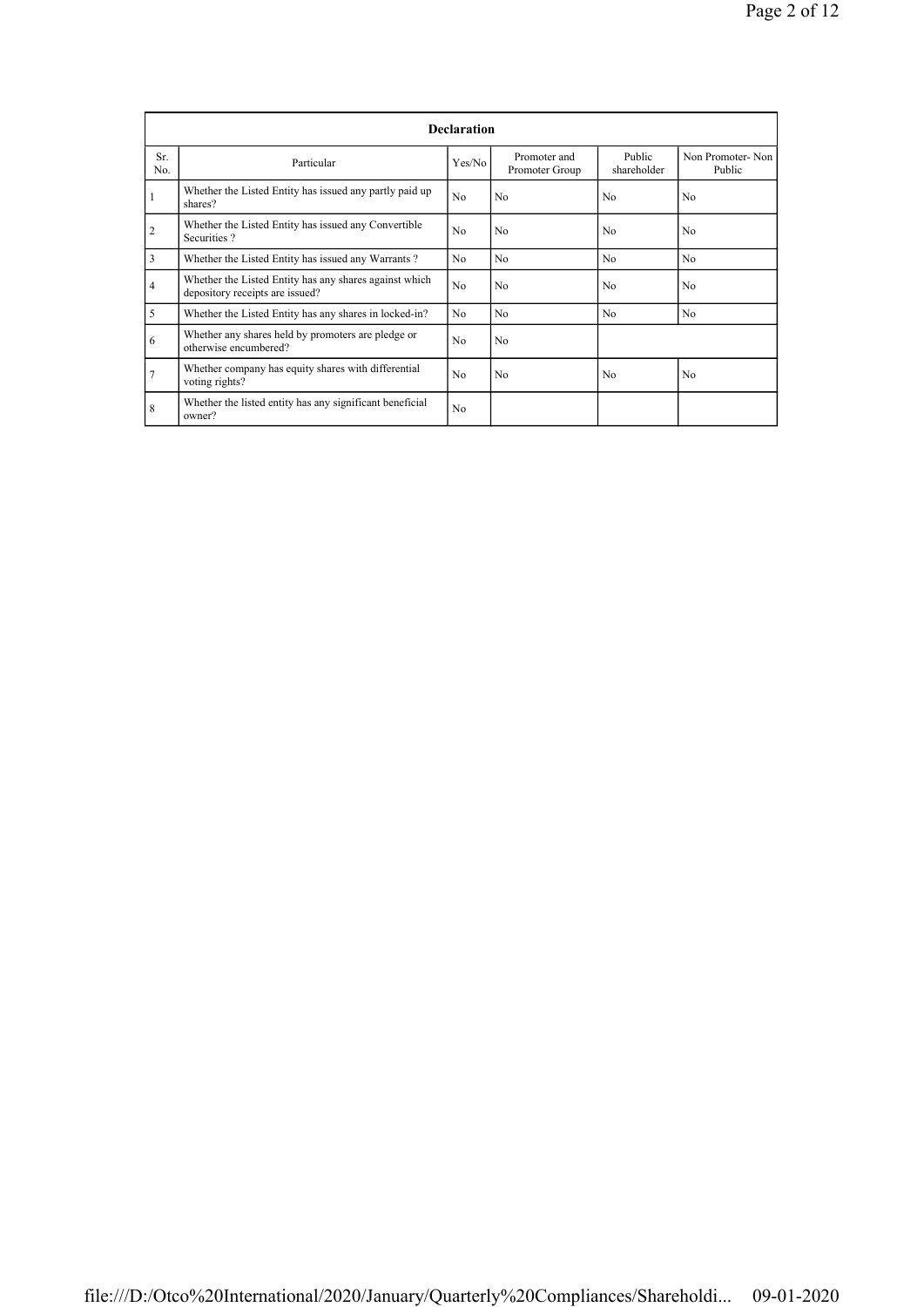| Declaration | | | | | |
|---|---|---|---|---|---|
| Sr. No. | Particular | Yes/No | Promoter and Promoter Group | Public shareholder | Non Promoter- Non Public |
| 1 | Whether the Listed Entity has issued any partly paid up shares? | No | No | No | No |
| 2 | Whether the Listed Entity has issued any Convertible Securities ? | No | No | No | No |
| 3 | Whether the Listed Entity has issued any Warrants ? | No | No | No | No |
| 4 | Whether the Listed Entity has any shares against which depository receipts are issued? | No | No | No | No |
| 5 | Whether the Listed Entity has any shares in locked-in? | No | No | No | No |
| 6 | Whether any shares held by promoters are pledge or otherwise encumbered? | No | No | | |
| 7 | Whether company has equity shares with differential voting rights? | No | No | No | No |
| 8 | Whether the listed entity has any significant beneficial owner? | No | | | |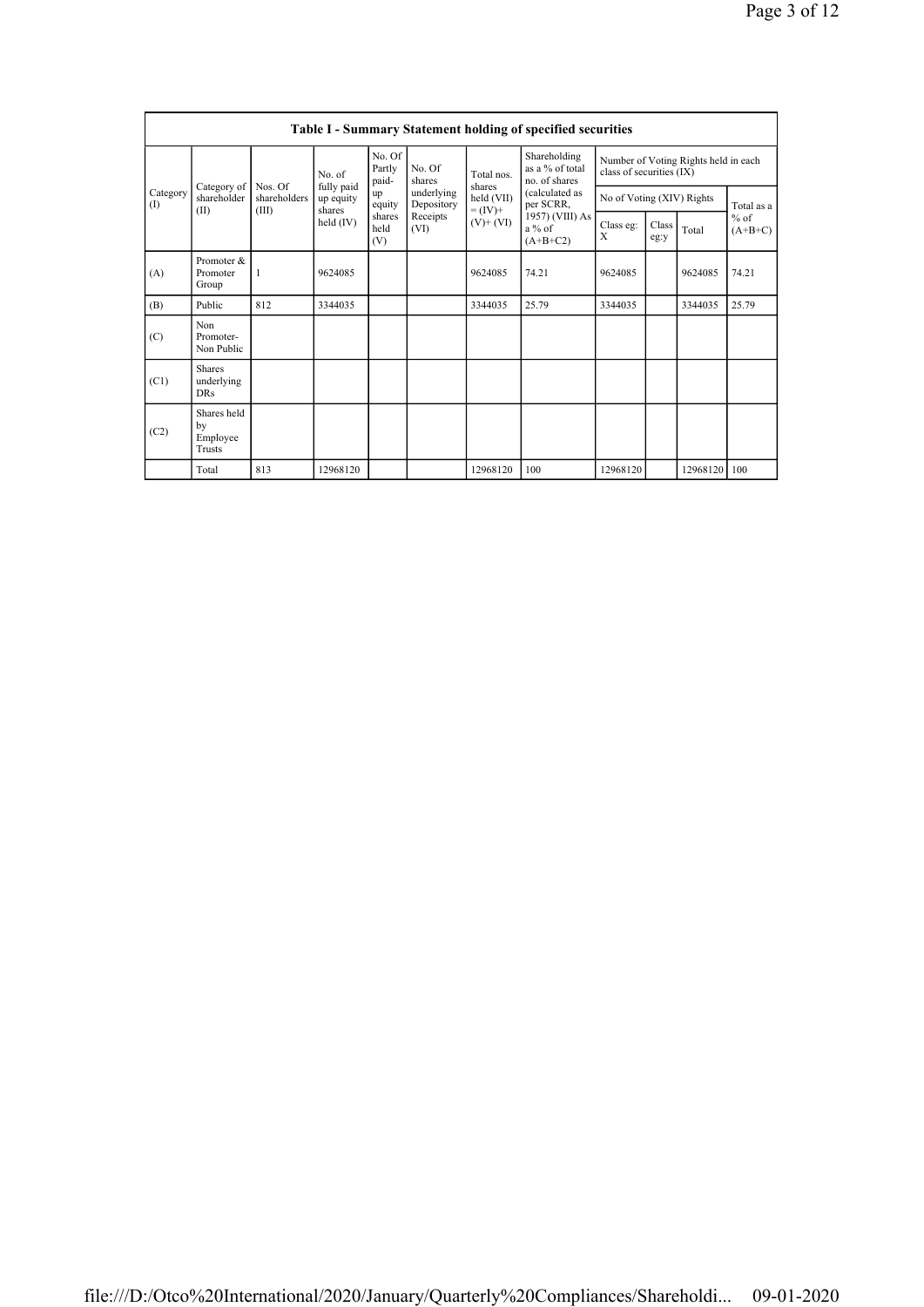**Table I - Summary Statement holding of specified securities**

| Category (I) | Category of shareholder (II) | Nos. Of shareholders (III) | No. of fully paid up equity shares held (IV) | No. Of Partly paid-up equity shares held (V) | No. Of shares underlying Depository Receipts (VI) | Total nos. shares held (VII) = (IV)+ (V)+ (VI) | Shareholding as a % of total no. of shares (calculated as per SCRR, 1957) (VIII) As a % of (A+B+C2) | Number of Voting Rights held in each class of securities (IX) | | | |
|---|---|---|---|---|---|---|---|---|---|---|---|
| | | | | | | | | No of Voting (XIV) Rights | | | Total as a % of (A+B+C) |
| | | | | | | | | Class eg: X | Class eg:y | Total | |
| (A) | Promoter & Promoter Group | 1 | 9624085 | | | 9624085 | 74.21 | 9624085 | | 9624085 | 74.21 |
| (B) | Public | 812 | 3344035 | | | 3344035 | 25.79 | 3344035 | | 3344035 | 25.79 |
| (C) | Non Promoter- Non Public | | | | | | | | | | |
| (C1) | Shares underlying DRs | | | | | | | | | | |
| (C2) | Shares held by Employee Trusts | | | | | | | | | | |
| | Total | 813 | 12968120 | | | 12968120 | 100 | 12968120 | | 12968120 | 100 |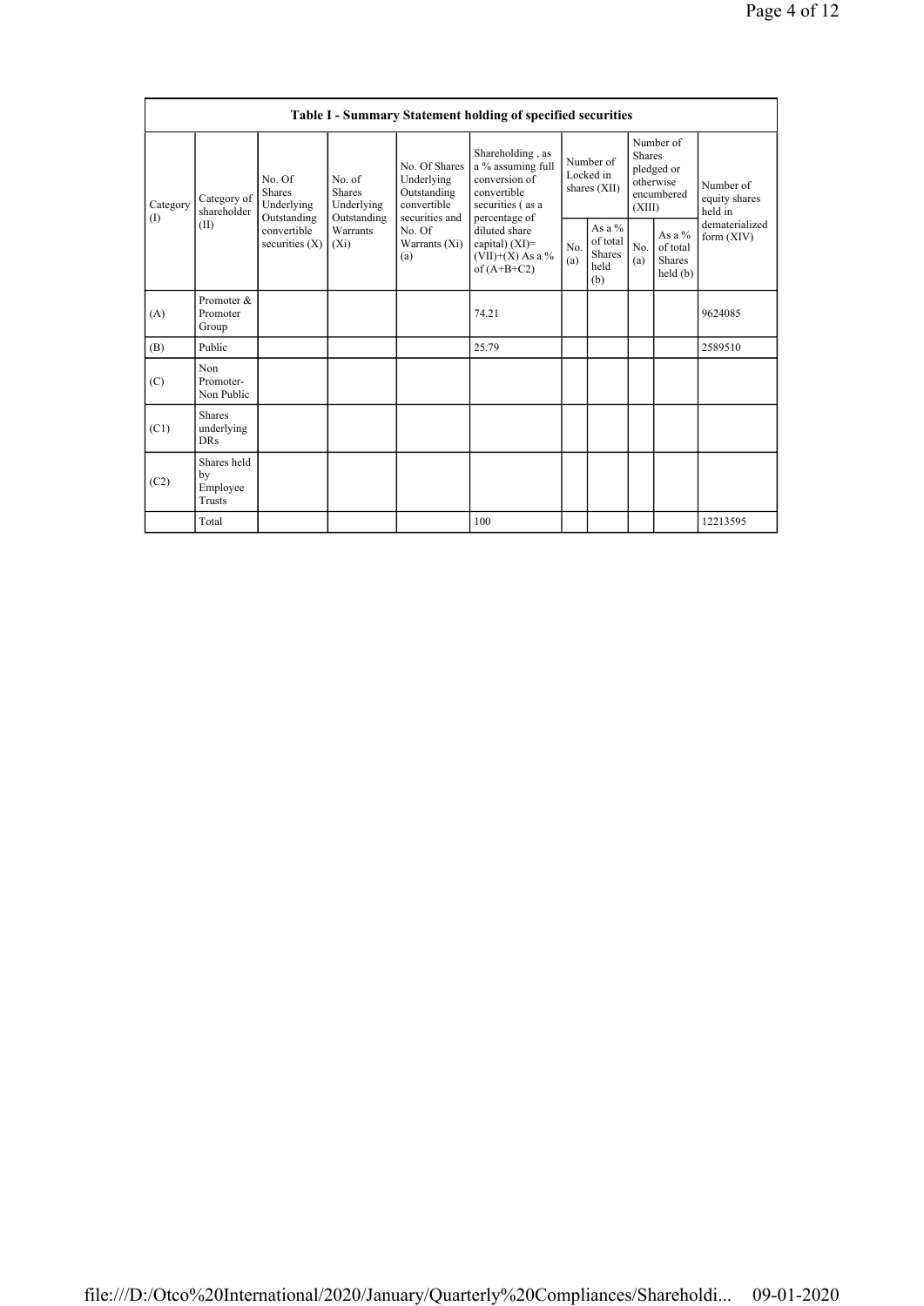| Table I - Summary Statement holding of specified securities | | | | | | | | | | |
|---|---|---|---|---|---|---|---|---|---|---|
| Category (I) | Category of shareholder (II) | No. Of Shares Underlying Outstanding convertible securities (X) | No. of Shares Underlying Outstanding Warrants (Xi) | No. Of Shares Underlying Outstanding convertible securities and No. Of Warrants (Xi) (a) | Shareholding , as a % assuming full conversion of convertible securities ( as a percentage of diluted share capital) (XI)= (VII)+(X) As a % of (A+B+C2) | Number of Locked in shares (XII) | | Number of Shares pledged or otherwise encumbered (XIII) | | Number of equity shares held in dematerialized form (XIV) |
| | | | | | | No. (a) | As a % of total Shares held (b) | No. (a) | As a % of total Shares held (b) | |
| (A) | Promoter & Promoter Group | | | | 74.21 | | | | | 9624085 |
| (B) | Public | | | | 25.79 | | | | | 2589510 |
| (C) | Non Promoter- Non Public | | | | | | | | | |
| (C1) | Shares underlying DRs | | | | | | | | | |
| (C2) | Shares held by Employee Trusts | | | | | | | | | |
| | Total | | | | 100 | | | | | 12213595 |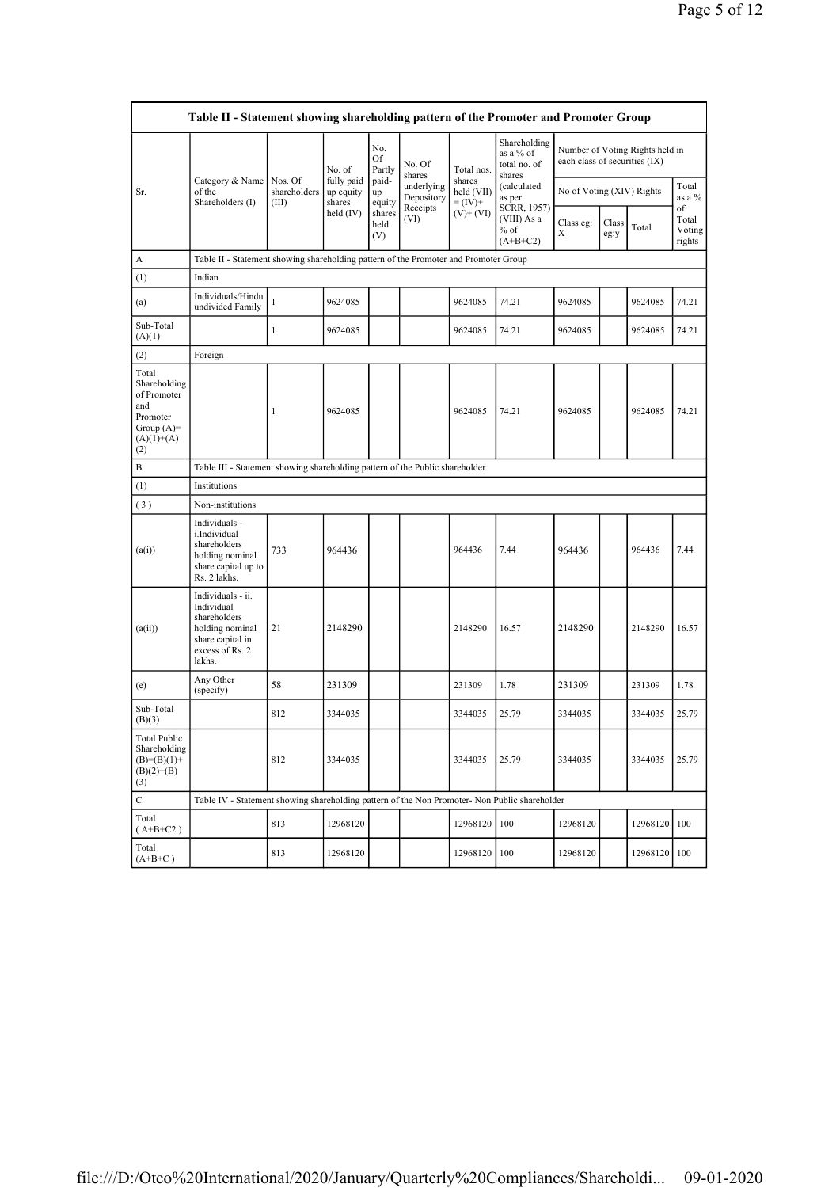| Table II - Statement showing shareholding pattern of the Promoter and Promoter Group | | | | | | | | | | | | |
|---|---|---|---|---|---|---|---|---|---|---|---|---|
| Sr. | Category & Name of the Shareholders (I) | Nos. Of shareholders (III) | No. of fully paid up equity shares held (IV) | No. Of Partly paid-up equity shares held (V) | No. Of shares underlying Depository Receipts (VI) | Total nos. shares held (VII) = (IV)+ (V)+ (VI) | Shareholding as a % of total no. of shares (calculated as per SCRR, 1957) (VIII) As a % of (A+B+C2) | Number of Voting Rights held in each class of securities (IX) | | | |
| | | | | | | | | No of Voting (XIV) Rights | | | Total as a % of Total Voting rights |
| | | | | | | | | Class eg: X | Class eg:y | Total | |
| A | Table II - Statement showing shareholding pattern of the Promoter and Promoter Group | | | | | | | | | | |
| (1) | Indian | | | | | | | | | | |
| (a) | Individuals/Hindu undivided Family | 1 | 9624085 | | | 9624085 | 74.21 | 9624085 | | 9624085 | 74.21 |
| Sub-Total (A)(1) | | 1 | 9624085 | | | 9624085 | 74.21 | 9624085 | | 9624085 | 74.21 |
| (2) | Foreign | | | | | | | | | | |
| Total Shareholding of Promoter and Promoter Group (A)=(A)(1)+(A)(2) | | 1 | 9624085 | | | 9624085 | 74.21 | 9624085 | | 9624085 | 74.21 |
| B | Table III - Statement showing shareholding pattern of the Public shareholder | | | | | | | | | | |
| (1) | Institutions | | | | | | | | | | |
| (3) | Non-institutions | | | | | | | | | | |
| (a(i)) | Individuals - i.Individual shareholders holding nominal share capital up to Rs. 2 lakhs. | 733 | 964436 | | | 964436 | 7.44 | 964436 | | 964436 | 7.44 |
| (a(ii)) | Individuals - ii. Individual shareholders holding nominal share capital in excess of Rs. 2 lakhs. | 21 | 2148290 | | | 2148290 | 16.57 | 2148290 | | 2148290 | 16.57 |
| (e) | Any Other (specify) | 58 | 231309 | | | 231309 | 1.78 | 231309 | | 231309 | 1.78 |
| Sub-Total (B)(3) | | 812 | 3344035 | | | 3344035 | 25.79 | 3344035 | | 3344035 | 25.79 |
| Total Public Shareholding (B)=(B)(1)+(B)(2)+(B)(3) | | 812 | 3344035 | | | 3344035 | 25.79 | 3344035 | | 3344035 | 25.79 |
| C | Table IV - Statement showing shareholding pattern of the Non Promoter- Non Public shareholder | | | | | | | | | | |
| Total ( A+B+C2 ) | | 813 | 12968120 | | | 12968120 | 100 | 12968120 | | 12968120 | 100 |
| Total (A+B+C ) | | 813 | 12968120 | | | 12968120 | 100 | 12968120 | | 12968120 | 100 |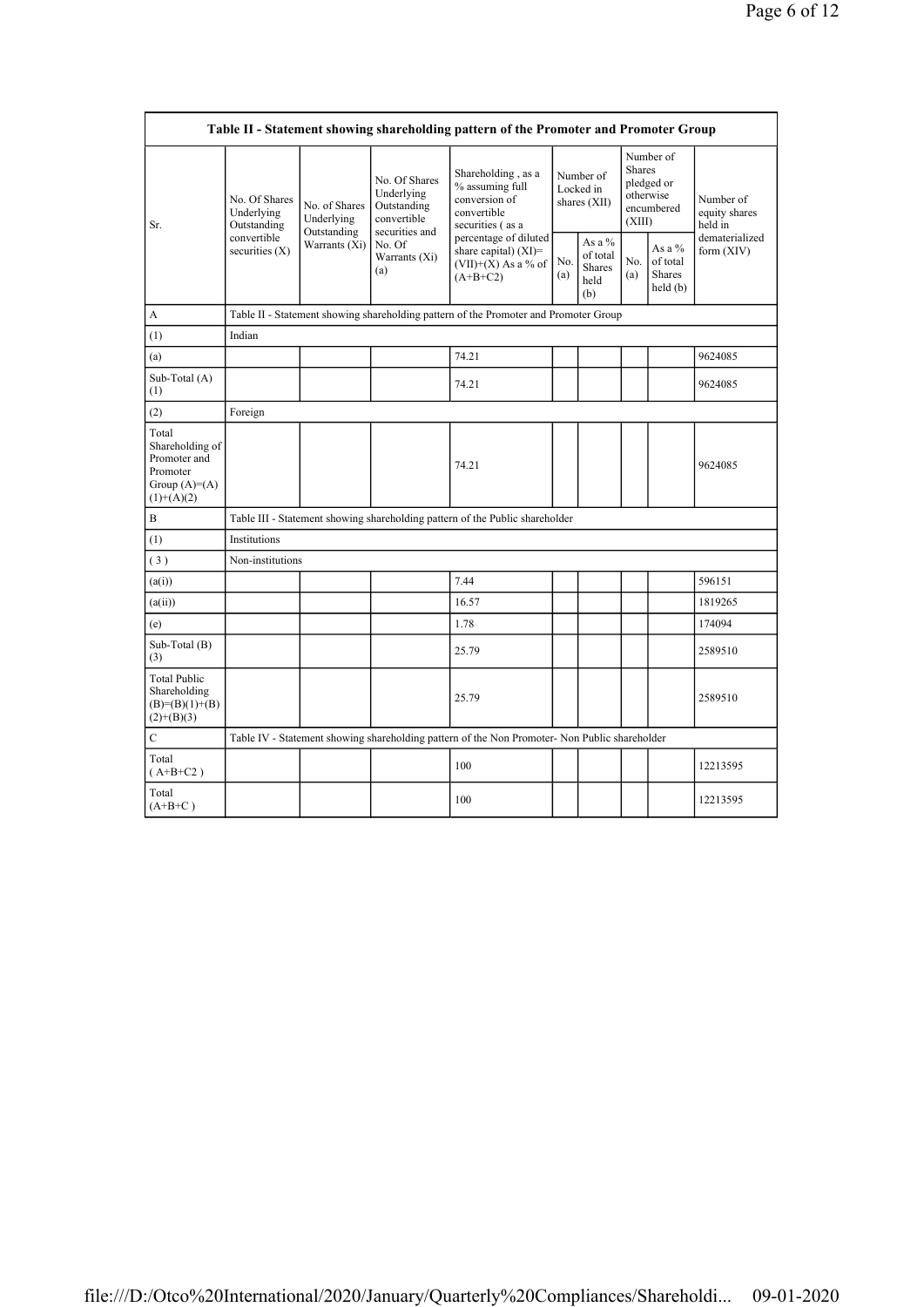| Table II - Statement showing shareholding pattern of the Promoter and Promoter Group | | | | | | | | | | |
|---|---|---|---|---|---|---|---|---|---|---|
| Sr. | No. Of Shares Underlying Outstanding convertible securities (X) | No. of Shares Underlying Outstanding Warrants (Xi) | No. Of Shares Underlying Outstanding convertible securities and No. Of Warrants (Xi) (a) | Shareholding , as a % assuming full conversion of convertible securities ( as a percentage of diluted share capital) (XI)= (VII)+(X) As a % of (A+B+C2) | Number of Locked in shares (XII) | | Number of Shares pledged or otherwise encumbered (XIII) | | Number of equity shares held in dematerialized form (XIV) |
| | | | | | No. (a) | As a % of total Shares held (b) | No. (a) | As a % of total Shares held (b) | |
| A | Table II - Statement showing shareholding pattern of the Promoter and Promoter Group | | | | | | | | |
| (1) | Indian | | | | | | | | |
| (a) | | | | 74.21 | | | | | 9624085 |
| Sub-Total (A) (1) | | | | 74.21 | | | | | 9624085 |
| (2) | Foreign | | | | | | | | |
| Total Shareholding of Promoter and Promoter Group (A)=(A)(1)+(A)(2) | | | | 74.21 | | | | | 9624085 |
| B | Table III - Statement showing shareholding pattern of the Public shareholder | | | | | | | | |
| (1) | Institutions | | | | | | | | |
| ( 3 ) | Non-institutions | | | | | | | | |
| (a(i)) | | | | 7.44 | | | | | 596151 |
| (a(ii)) | | | | 16.57 | | | | | 1819265 |
| (e) | | | | 1.78 | | | | | 174094 |
| Sub-Total (B) (3) | | | | 25.79 | | | | | 2589510 |
| Total Public Shareholding (B)=(B)(1)+(B)(2)+(B)(3) | | | | 25.79 | | | | | 2589510 |
| C | Table IV - Statement showing shareholding pattern of the Non Promoter- Non Public shareholder | | | | | | | | |
| Total ( A+B+C2 ) | | | | 100 | | | | | 12213595 |
| Total (A+B+C ) | | | | 100 | | | | | 12213595 |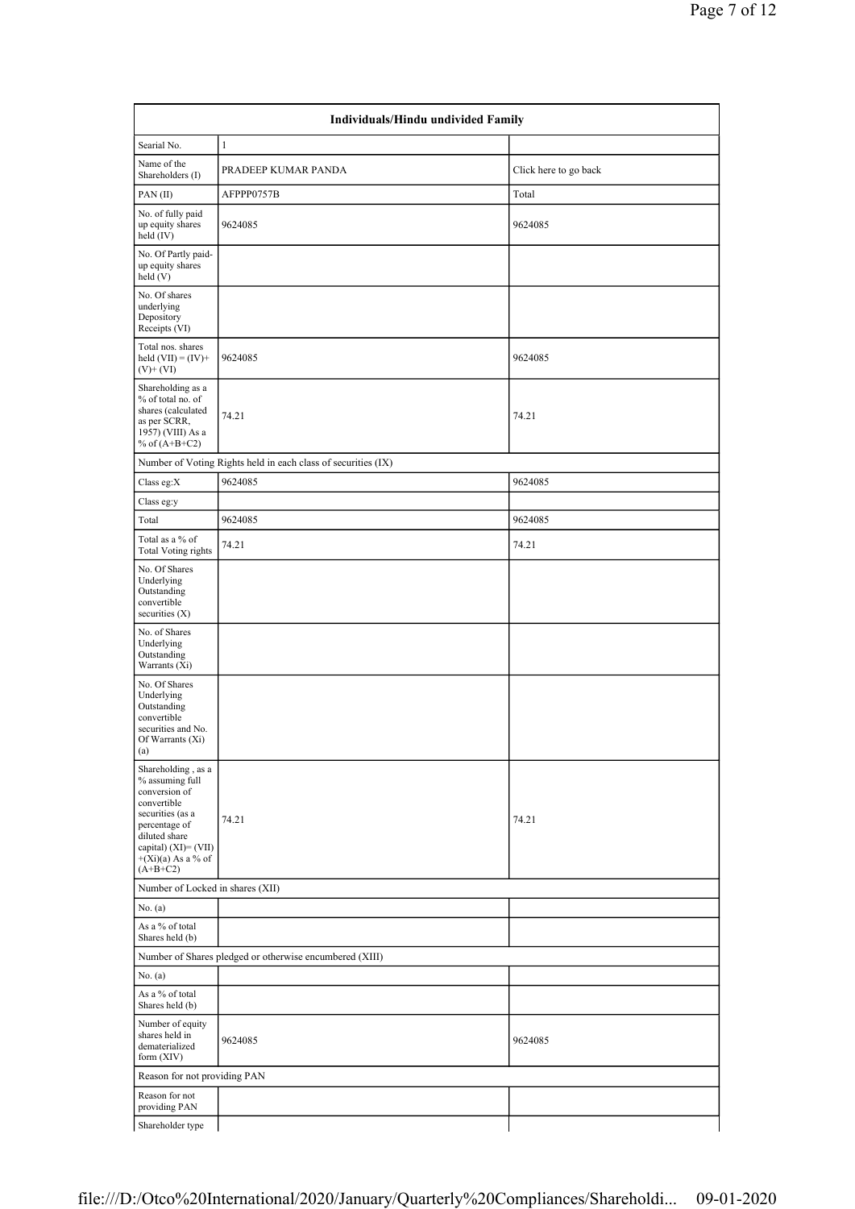| Individuals/Hindu undivided Family | | |
|---|---|---|
| Searial No. | 1 | |
| Name of the Shareholders (I) | PRADEEP KUMAR PANDA | Click here to go back |
| PAN (II) | AFPPP0757B | Total |
| No. of fully paid up equity shares held (IV) | 9624085 | 9624085 |
| No. Of Partly paid-up equity shares held (V) | | |
| No. Of shares underlying Depository Receipts (VI) | | |
| Total nos. shares held (VII) = (IV)+ (V)+ (VI) | 9624085 | 9624085 |
| Shareholding as a % of total no. of shares (calculated as per SCRR, 1957) (VIII) As a % of (A+B+C2) | 74.21 | 74.21 |
| Number of Voting Rights held in each class of securities (IX) | | |
| Class eg:X | 9624085 | 9624085 |
| Class eg:y | | |
| Total | 9624085 | 9624085 |
| Total as a % of Total Voting rights | 74.21 | 74.21 |
| No. Of Shares Underlying Outstanding convertible securities (X) | | |
| No. of Shares Underlying Outstanding Warrants (Xi) | | |
| No. Of Shares Underlying Outstanding convertible securities and No. Of Warrants (Xi) (a) | | |
| Shareholding , as a % assuming full conversion of convertible securities (as a percentage of diluted share capital) (XI)= (VII) +(Xi)(a) As a % of (A+B+C2) | 74.21 | 74.21 |
| Number of Locked in shares (XII) | | |
| No. (a) | | |
| As a % of total Shares held (b) | | |
| Number of Shares pledged or otherwise encumbered (XIII) | | |
| No. (a) | | |
| As a % of total Shares held (b) | | |
| Number of equity shares held in dematerialized form (XIV) | 9624085 | 9624085 |
| Reason for not providing PAN | | |
| Reason for not providing PAN | | |
| Shareholder type | | |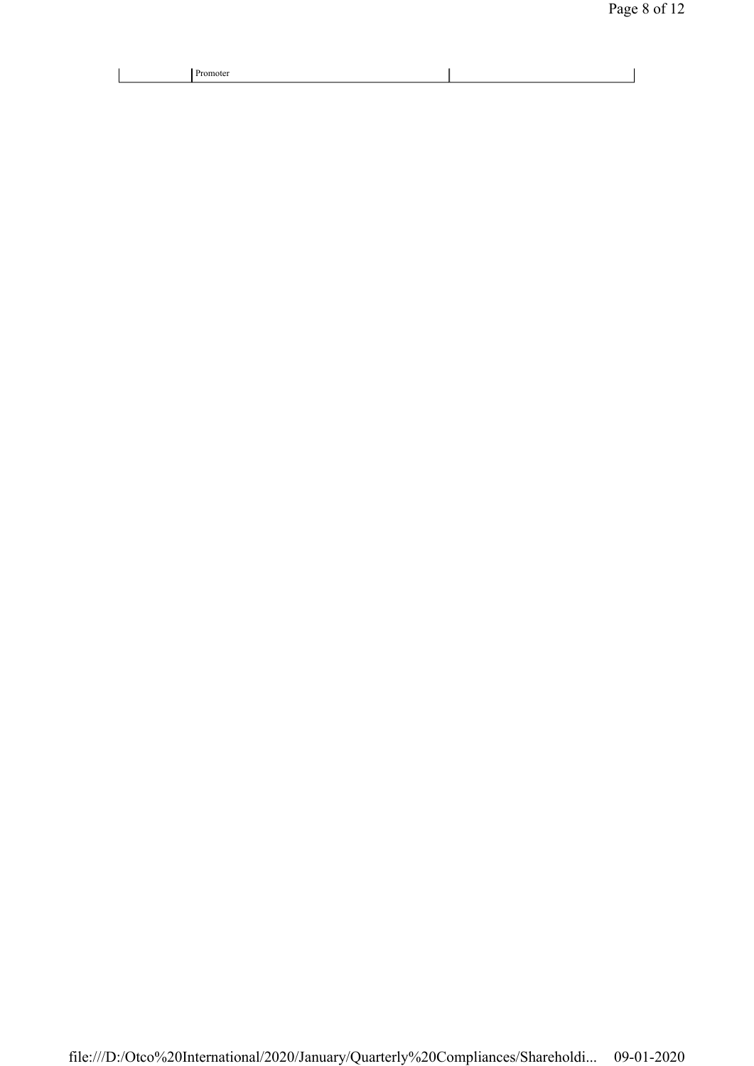| | Promoter | |
|---|---|---|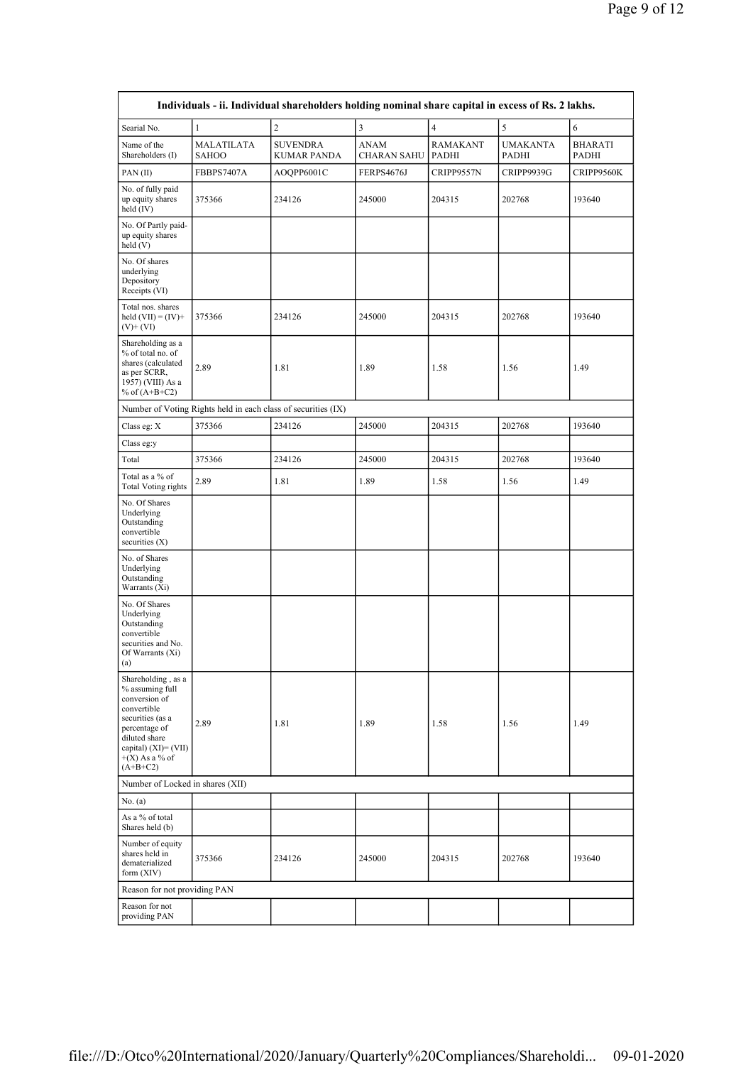| Individuals - ii. Individual shareholders holding nominal share capital in excess of Rs. 2 lakhs. | | | | | | |
|---|---|---|---|---|---|---|
| Searial No. | 1 | 2 | 3 | 4 | 5 | 6 |
| Name of the Shareholders (I) | MALATILATA SAHOO | SUVENDRA KUMAR PANDA | ANAM CHARAN SAHU | RAMAKANT PADHI | UMAKANTA PADHI | BHARATI PADHI |
| PAN (II) | FBBPS7407A | AOQPP6001C | FERPS4676J | CRIPP9557N | CRIPP9939G | CRIPP9560K |
| No. of fully paid up equity shares held (IV) | 375366 | 234126 | 245000 | 204315 | 202768 | 193640 |
| No. Of Partly paid-up equity shares held (V) | | | | | | |
| No. Of shares underlying Depository Receipts (VI) | | | | | | |
| Total nos. shares held (VII) = (IV)+(V)+ (VI) | 375366 | 234126 | 245000 | 204315 | 202768 | 193640 |
| Shareholding as a % of total no. of shares (calculated as per SCRR, 1957) (VIII) As a % of (A+B+C2) | 2.89 | 1.81 | 1.89 | 1.58 | 1.56 | 1.49 |
| Number of Voting Rights held in each class of securities (IX) | | | | | | |
| Class eg: X | 375366 | 234126 | 245000 | 204315 | 202768 | 193640 |
| Class eg:y | | | | | | |
| Total | 375366 | 234126 | 245000 | 204315 | 202768 | 193640 |
| Total as a % of Total Voting rights | 2.89 | 1.81 | 1.89 | 1.58 | 1.56 | 1.49 |
| No. Of Shares Underlying Outstanding convertible securities (X) | | | | | | |
| No. of Shares Underlying Outstanding Warrants (Xi) | | | | | | |
| No. Of Shares Underlying Outstanding convertible securities and No. Of Warrants (Xi) (a) | | | | | | |
| Shareholding , as a % assuming full conversion of convertible securities (as a percentage of diluted share capital) (XI)= (VII)+(X) As a % of (A+B+C2) | 2.89 | 1.81 | 1.89 | 1.58 | 1.56 | 1.49 |
| Number of Locked in shares (XII) | | | | | | |
| No. (a) | | | | | | |
| As a % of total Shares held (b) | | | | | | |
| Number of equity shares held in dematerialized form (XIV) | 375366 | 234126 | 245000 | 204315 | 202768 | 193640 |
| Reason for not providing PAN | | | | | | |
| Reason for not providing PAN | | | | | | |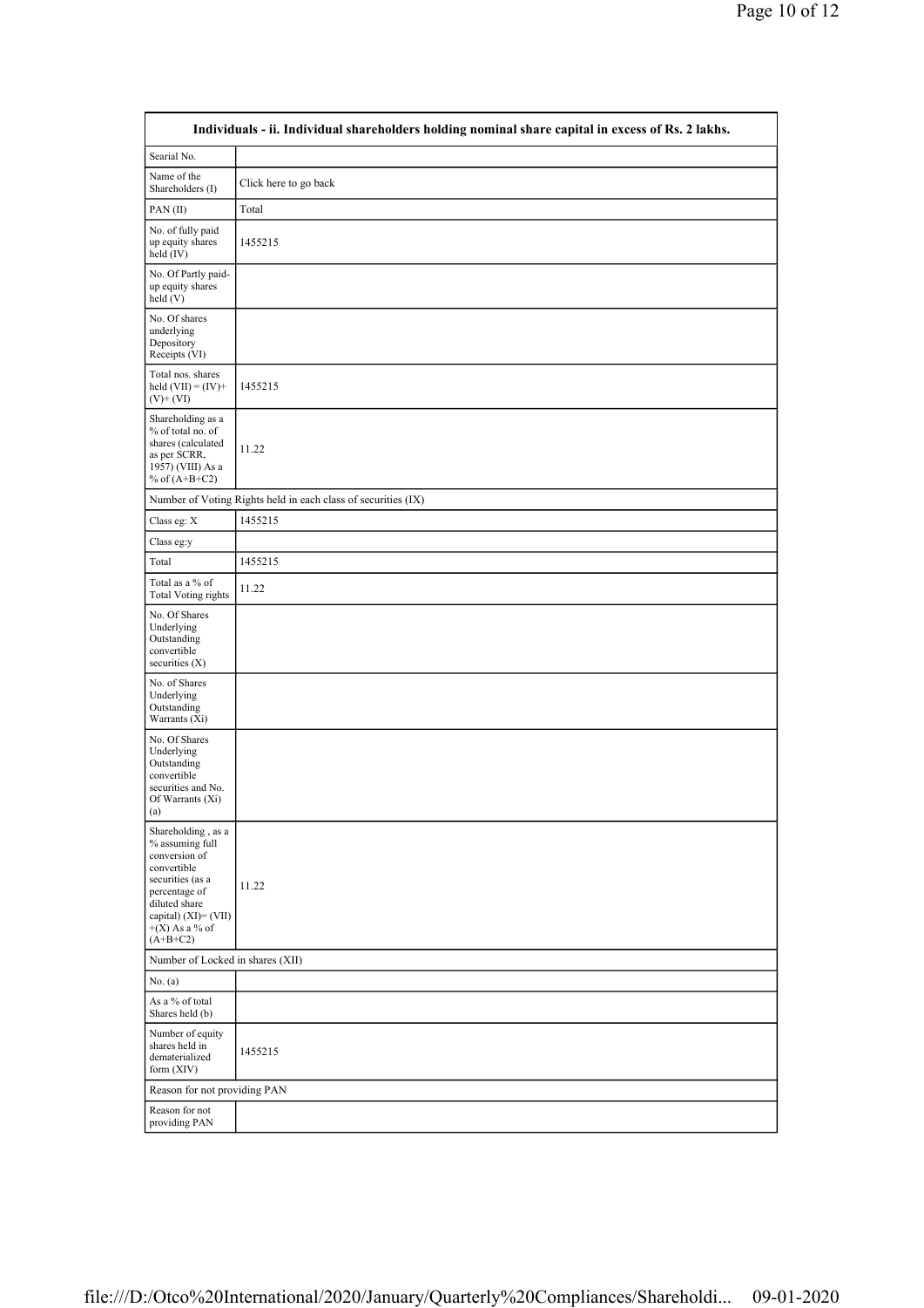| Individuals - ii. Individual shareholders holding nominal share capital in excess of Rs. 2 lakhs. | |
|---|---|
| Searial No. | |
| Name of the Shareholders (I) | Click here to go back |
| PAN (II) | Total |
| No. of fully paid up equity shares held (IV) | 1455215 |
| No. Of Partly paid-up equity shares held (V) | |
| No. Of shares underlying Depository Receipts (VI) | |
| Total nos. shares held (VII) = (IV)+(V)+ (VI) | 1455215 |
| Shareholding as a % of total no. of shares (calculated as per SCRR, 1957) (VIII) As a % of (A+B+C2) | 11.22 |
| Number of Voting Rights held in each class of securities (IX) | |
| Class eg: X | 1455215 |
| Class eg:y | |
| Total | 1455215 |
| Total as a % of Total Voting rights | 11.22 |
| No. Of Shares Underlying Outstanding convertible securities (X) | |
| No. of Shares Underlying Outstanding Warrants (Xi) | |
| No. Of Shares Underlying Outstanding convertible securities and No. Of Warrants (Xi) (a) | |
| Shareholding , as a % assuming full conversion of convertible securities (as a percentage of diluted share capital) (XI)= (VII)+(X) As a % of (A+B+C2) | 11.22 |
| Number of Locked in shares (XII) | |
| No. (a) | |
| As a % of total Shares held (b) | |
| Number of equity shares held in dematerialized form (XIV) | 1455215 |
| Reason for not providing PAN | |
| Reason for not providing PAN | |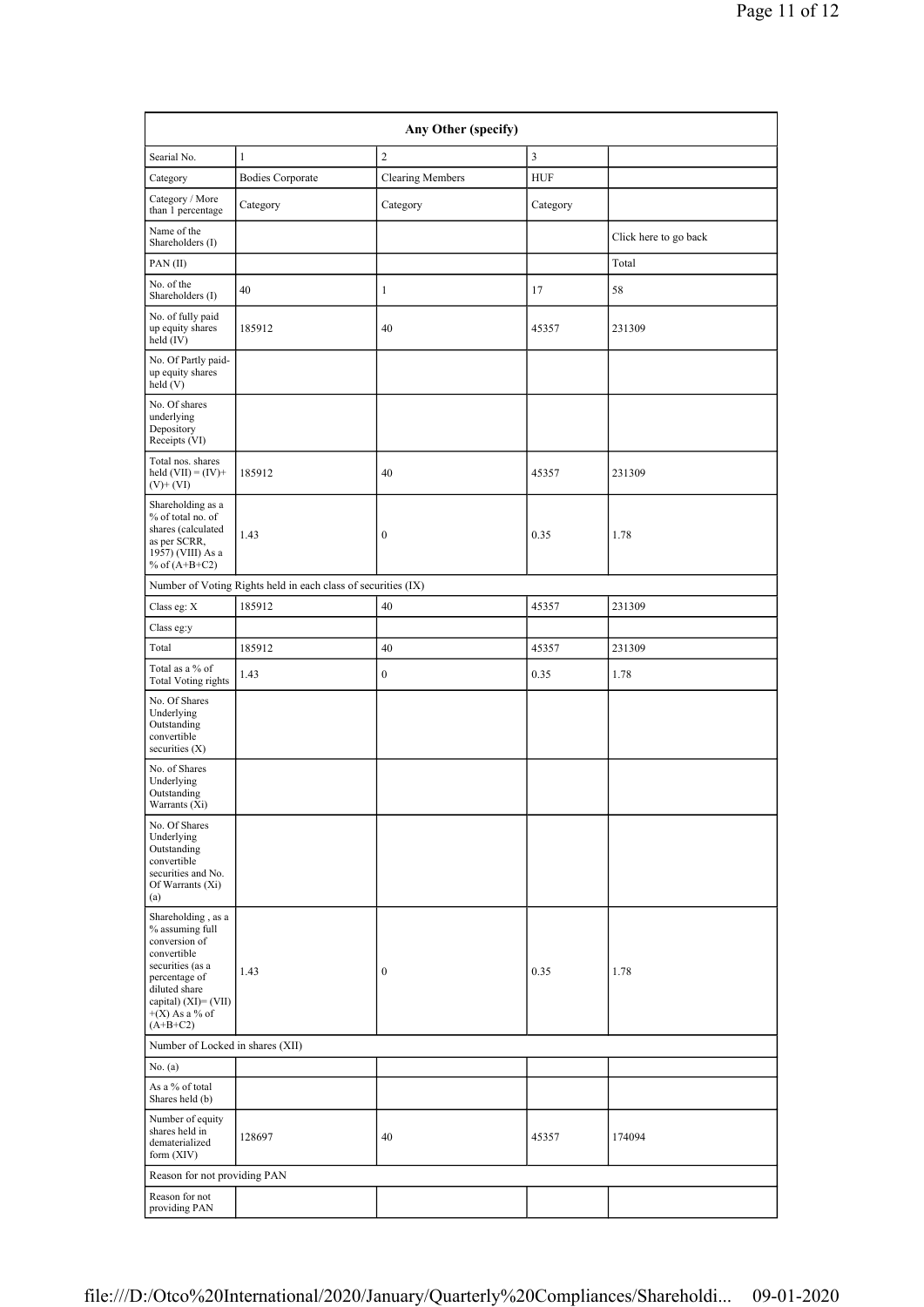| Any Other (specify) | | | | |
|---|---|---|---|---|
| Searial No. | 1 | 2 | 3 | |
| Category | Bodies Corporate | Clearing Members | HUF | |
| Category / More than 1 percentage | Category | Category | Category | |
| Name of the Shareholders (I) | | | | Click here to go back |
| PAN (II) | | | | Total |
| No. of the Shareholders (I) | 40 | 1 | 17 | 58 |
| No. of fully paid up equity shares held (IV) | 185912 | 40 | 45357 | 231309 |
| No. Of Partly paid-up equity shares held (V) | | | | |
| No. Of shares underlying Depository Receipts (VI) | | | | |
| Total nos. shares held (VII) = (IV)+ (V)+ (VI) | 185912 | 40 | 45357 | 231309 |
| Shareholding as a % of total no. of shares (calculated as per SCRR, 1957) (VIII) As a % of (A+B+C2) | 1.43 | 0 | 0.35 | 1.78 |
| Number of Voting Rights held in each class of securities (IX) | | | | |
| Class eg: X | 185912 | 40 | 45357 | 231309 |
| Class eg:y | | | | |
| Total | 185912 | 40 | 45357 | 231309 |
| Total as a % of Total Voting rights | 1.43 | 0 | 0.35 | 1.78 |
| No. Of Shares Underlying Outstanding convertible securities (X) | | | | |
| No. of Shares Underlying Outstanding Warrants (Xi) | | | | |
| No. Of Shares Underlying Outstanding convertible securities and No. Of Warrants (Xi) (a) | | | | |
| Shareholding , as a % assuming full conversion of convertible securities (as a percentage of diluted share capital) (XI)= (VII) +(X) As a % of (A+B+C2) | 1.43 | 0 | 0.35 | 1.78 |
| Number of Locked in shares (XII) | | | | |
| No. (a) | | | | |
| As a % of total Shares held (b) | | | | |
| Number of equity shares held in dematerialized form (XIV) | 128697 | 40 | 45357 | 174094 |
| Reason for not providing PAN | | | | |
| Reason for not providing PAN | | | | |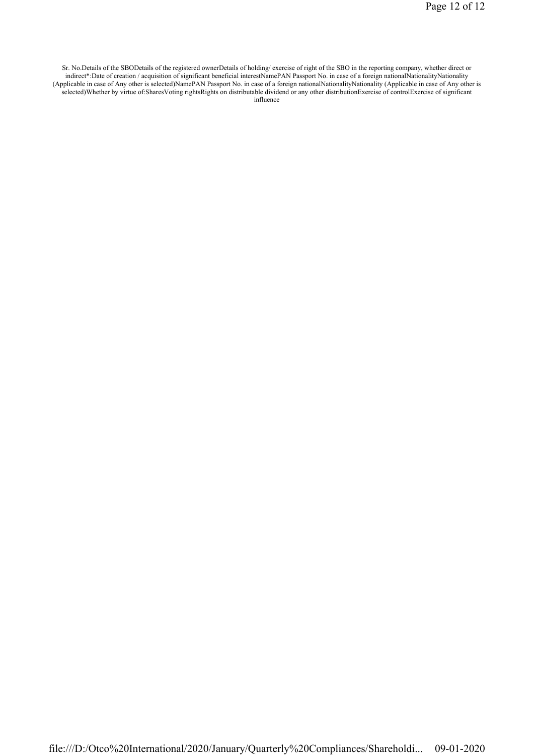Sr. No.Details of the SBODetails of the registered ownerDetails of holding/ exercise of right of the SBO in the reporting company, whether direct or indirect*:Date of creation / acquisition of significant beneficial interestNamePAN Passport No. in case of a foreign nationalNationalityNationality (Applicable in case of Any other is selected)NamePAN Passport No. in case of a foreign nationalNationalityNationality (Applicable in case of Any other is selected)Whether by virtue of:SharesVoting rightsRights on distributable dividend or any other distributionExercise of controlExercise of significant influence